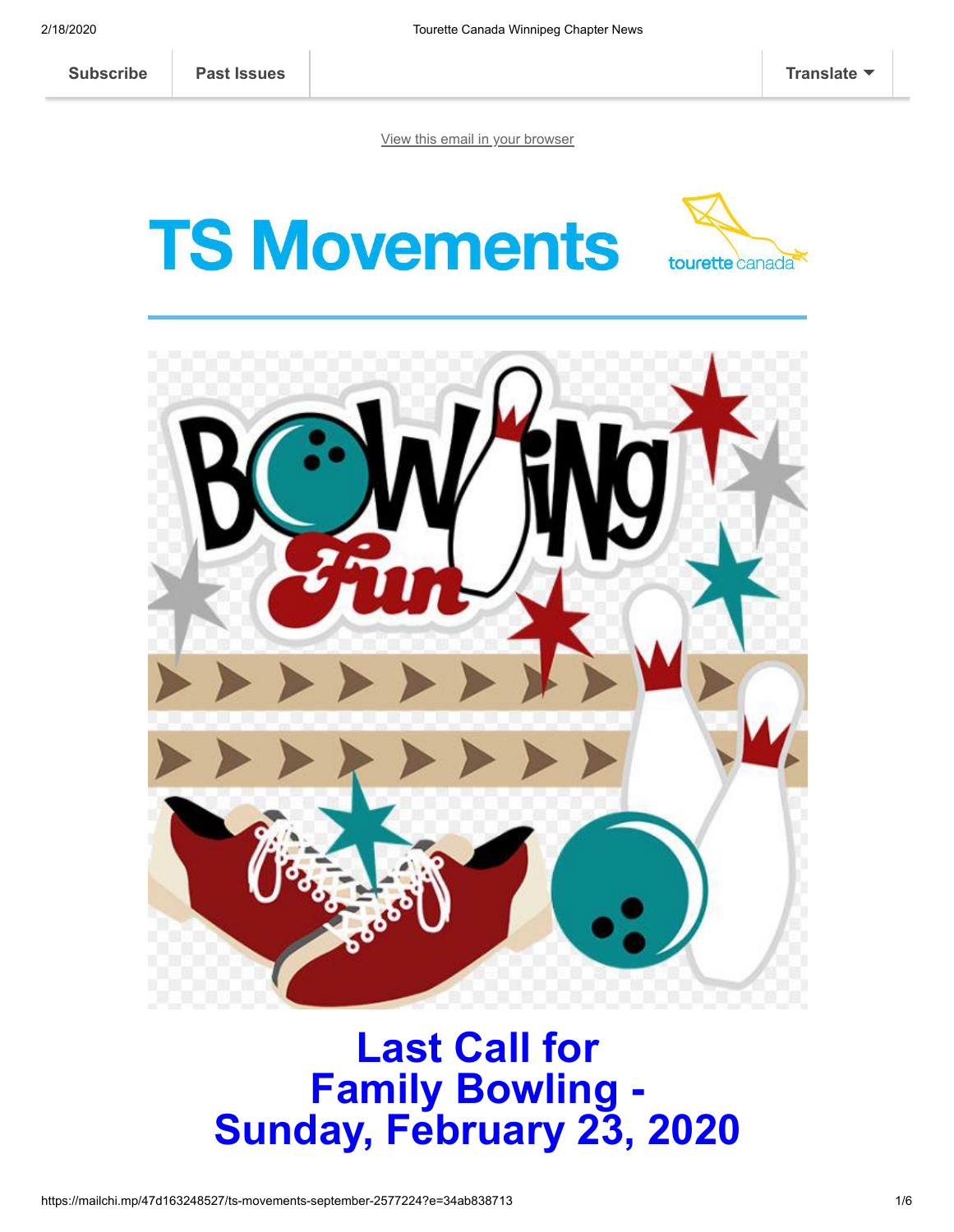Subscribe | Past Issues | Translate

View this email in your browser

# TS Movements

tourette canada

# Last Call for Family Bowling - Sunday, February 23, 2020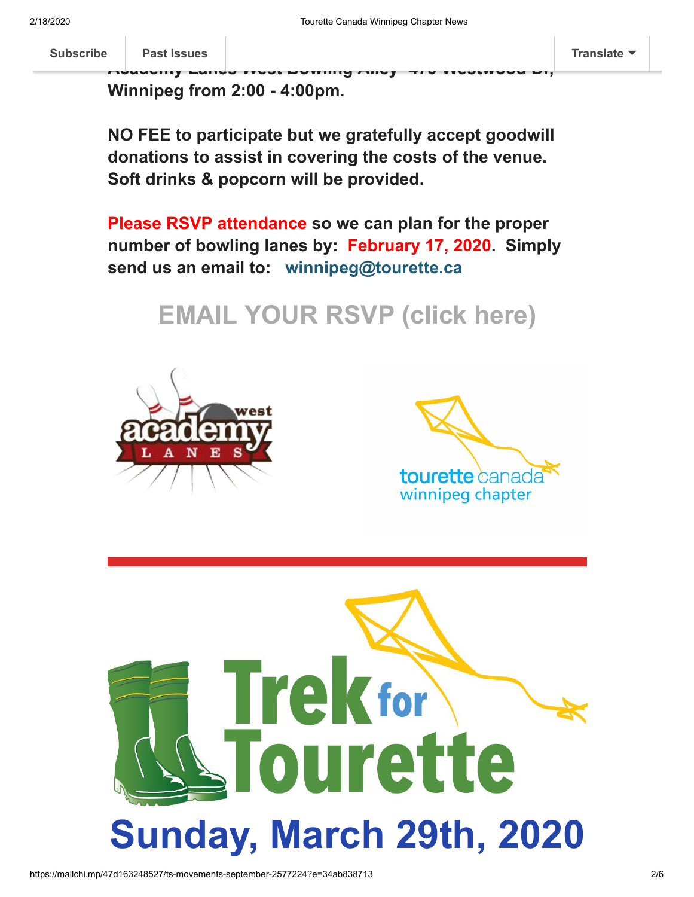**Academy Lanes West Bowling Alley - 475 Westwood Dr, Winnipeg from 2:00 - 4:00pm.**

**NO FEE to participate but we gratefully accept goodwill donations to assist in covering the costs of the venue. Soft drinks & popcorn will be provided.**

**Please RSVP attendance so we can plan for the proper number of bowling lanes by: February 17, 2020. Simply send us an email to: winnipeg@tourette.ca**

## EMAIL YOUR RSVP (click here)

west academy LANES

tourette canada winnipeg chapter

---

# Trek for Tourette

# Sunday, March 29th, 2020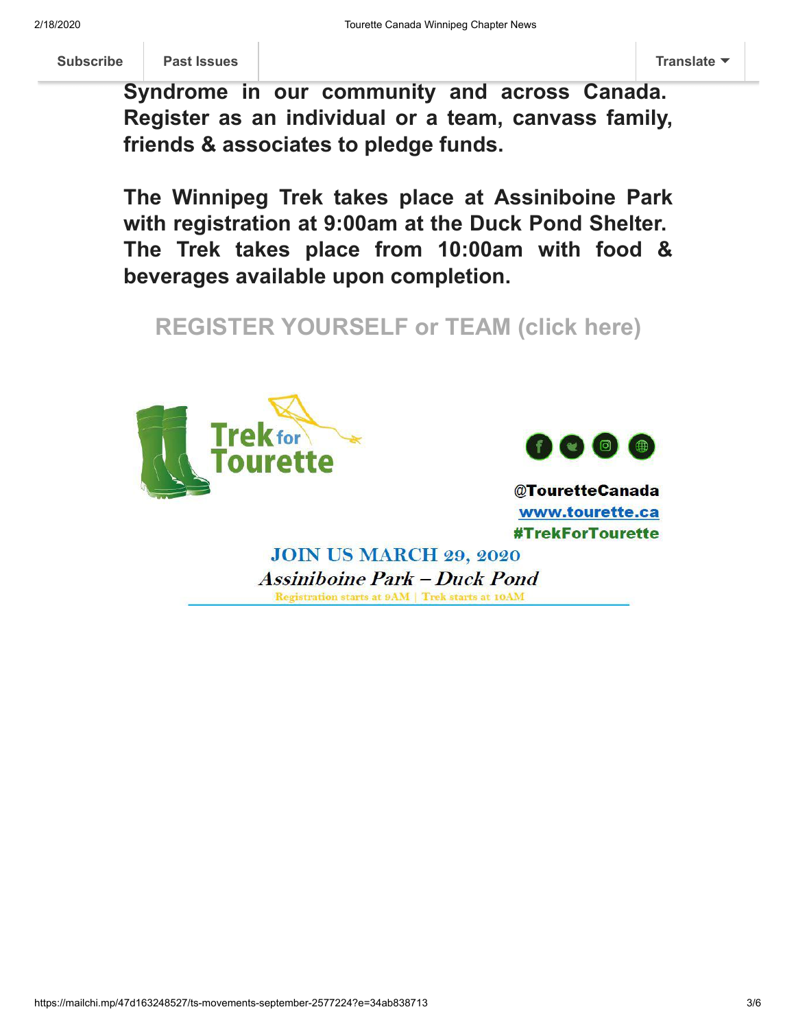**Syndrome in our community and across Canada. Register as an individual or a team, canvass family, friends & associates to pledge funds.**

**The Winnipeg Trek takes place at Assiniboine Park with registration at 9:00am at the Duck Pond Shelter. The Trek takes place from 10:00am with food & beverages available upon completion.**

**REGISTER YOURSELF or TEAM (click here)**

Trek for Tourette

@TouretteCanada

www.tourette.ca

#TrekForTourette

**JOIN US MARCH 29, 2020**

*Assiniboine Park – Duck Pond*

Registration starts at 9AM | Trek starts at 10AM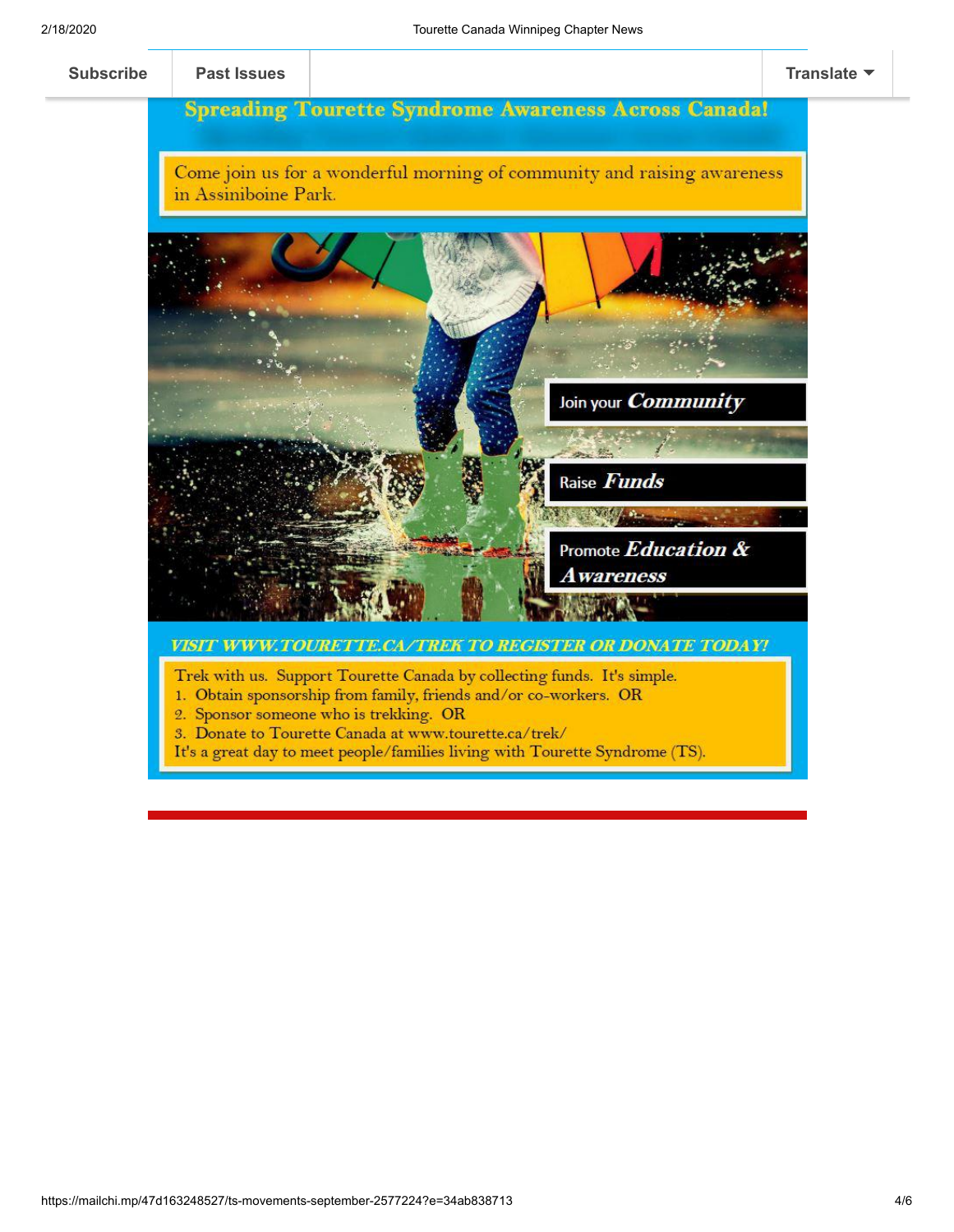## Spreading Tourette Syndrome Awareness Across Canada!

Come join us for a wonderful morning of community and raising awareness in Assiniboine Park.

Join your ***Community***

Raise ***Funds***

Promote ***Education & Awareness***

***VISIT WWW.TOURETTE.CA/TREK TO REGISTER OR DONATE TODAY!***

Trek with us. Support Tourette Canada by collecting funds. It's simple.

1. Obtain sponsorship from family, friends and/or co-workers. OR
2. Sponsor someone who is trekking. OR
3. Donate to Tourette Canada at www.tourette.ca/trek/

It's a great day to meet people/families living with Tourette Syndrome (TS).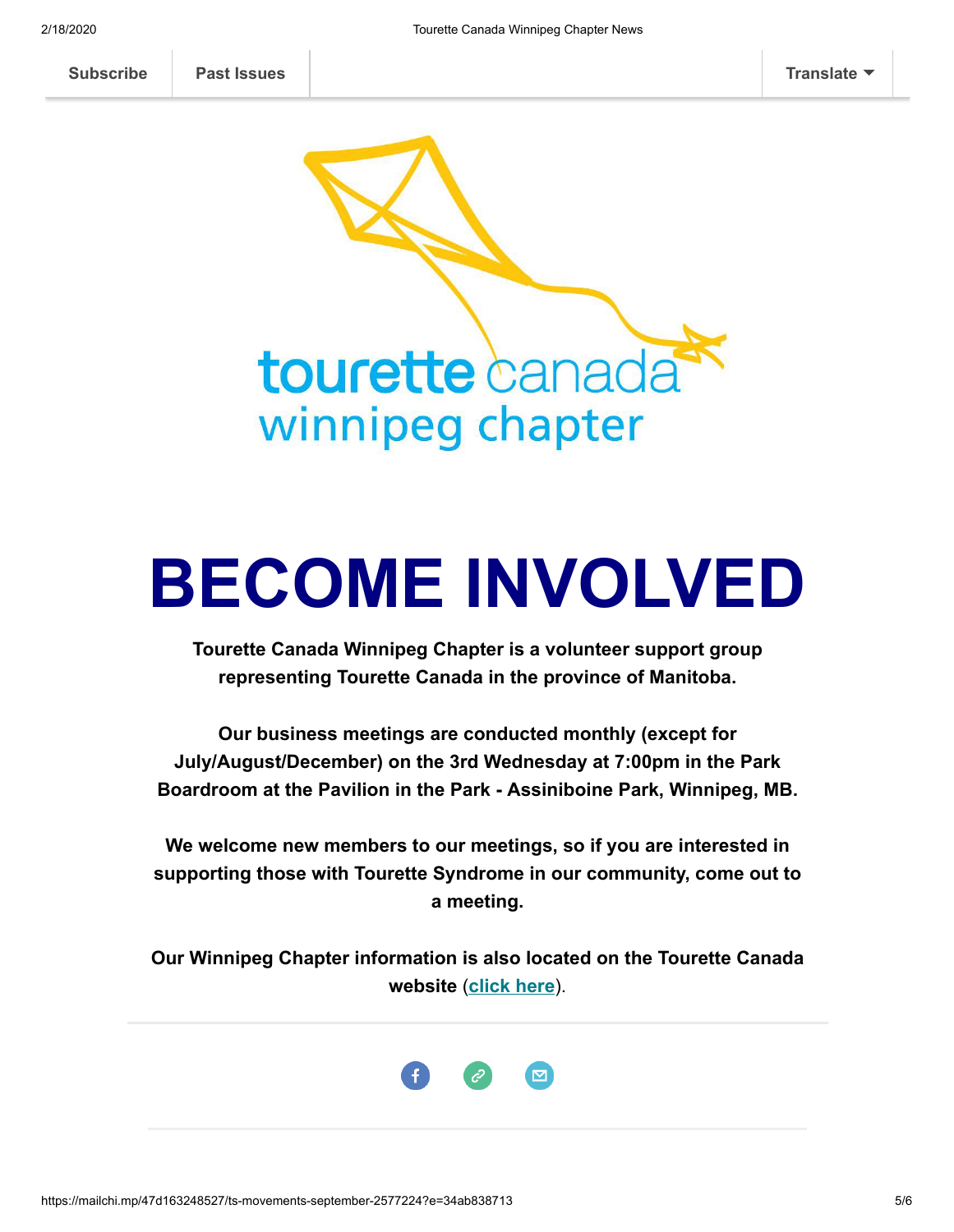Subscribe | Past Issues | Translate

tourette canada
winnipeg chapter

# BECOME INVOLVED

**Tourette Canada Winnipeg Chapter is a volunteer support group representing Tourette Canada in the province of Manitoba.**

**Our business meetings are conducted monthly (except for July/August/December) on the 3rd Wednesday at 7:00pm in the Park Boardroom at the Pavilion in the Park - Assiniboine Park, Winnipeg, MB.**

**We welcome new members to our meetings, so if you are interested in supporting those with Tourette Syndrome in our community, come out to a meeting.**

**Our Winnipeg Chapter information is also located on the Tourette Canada website (click here).**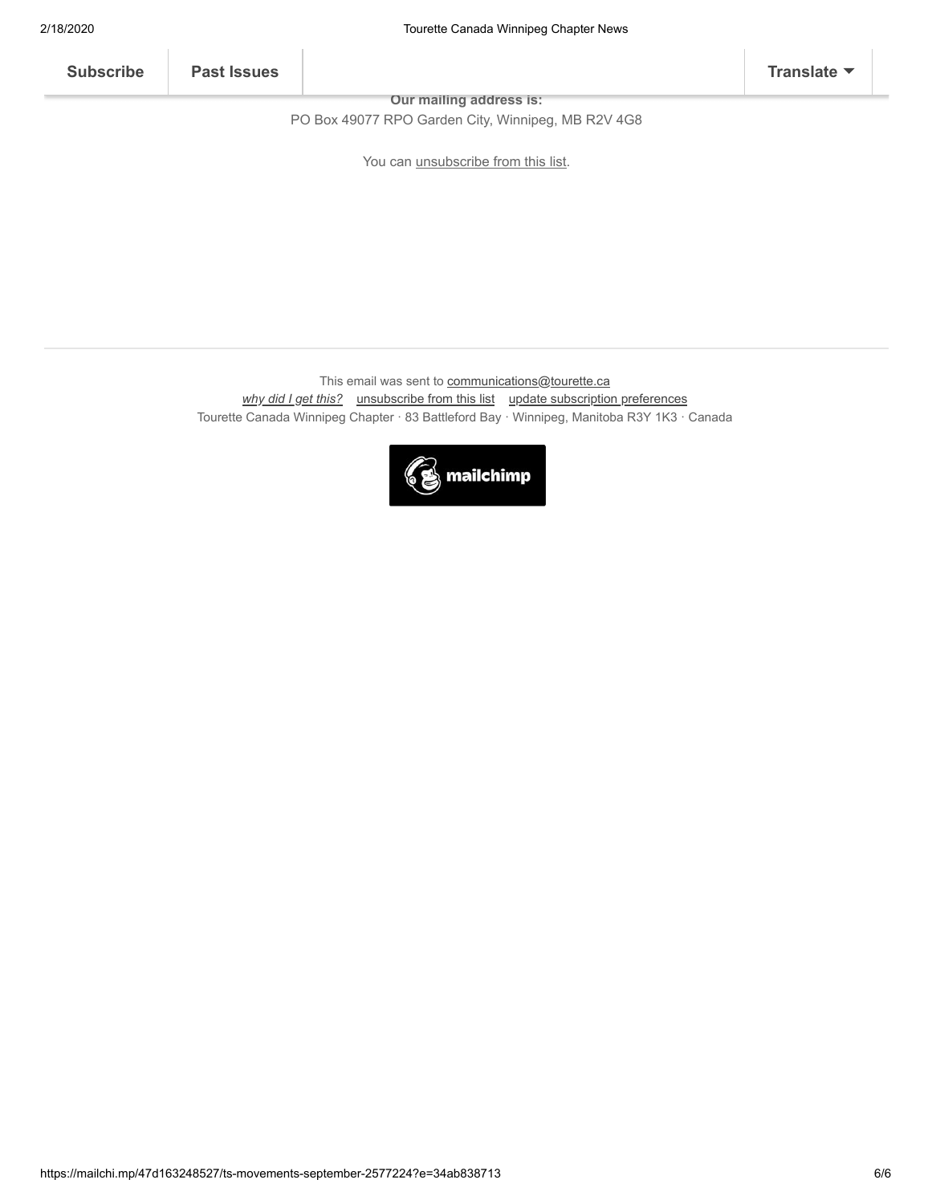**Our mailing address is:**

PO Box 49077 RPO Garden City, Winnipeg, MB R2V 4G8

You can unsubscribe from this list.

This email was sent to communications@tourette.ca

*why did I get this?* unsubscribe from this list update subscription preferences

Tourette Canada Winnipeg Chapter · 83 Battleford Bay · Winnipeg, Manitoba R3Y 1K3 · Canada